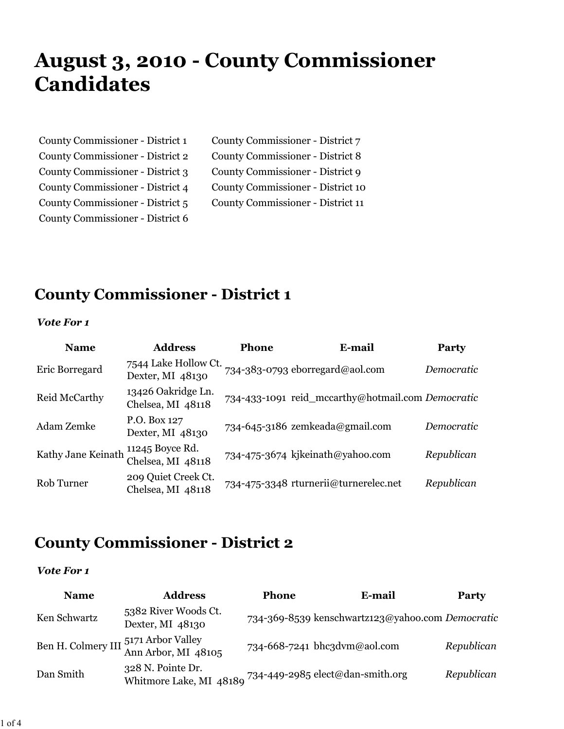# August 3, 2010 - County Commissioner Candidates

- County Commissioner - District 1
- County Commissioner - District 2
- County Commissioner - District 3
- County Commissioner - District 4
- County Commissioner - District 5
- County Commissioner - District 6
- County Commissioner - District 7
- County Commissioner - District 8
- County Commissioner - District 9
- County Commissioner - District 10
- County Commissioner - District 11

## County Commissioner - District 1

***Vote For 1***

| Name | Address | Phone | E-mail | Party |
|---|---|---|---|---|
| Eric Borregard | 7544 Lake Hollow Ct.<br>Dexter, MI 48130 | 734-383-0793 | eborregard@aol.com | *Democratic* |
| Reid McCarthy | 13426 Oakridge Ln.<br>Chelsea, MI 48118 | 734-433-1091 | reid_mccarthy@hotmail.com | *Democratic* |
| Adam Zemke | P.O. Box 127<br>Dexter, MI 48130 | 734-645-3186 | zemkeada@gmail.com | *Democratic* |
| Kathy Jane Keinath | 11245 Boyce Rd.<br>Chelsea, MI 48118 | 734-475-3674 | kjkeinath@yahoo.com | *Republican* |
| Rob Turner | 209 Quiet Creek Ct.<br>Chelsea, MI 48118 | 734-475-3348 | rturnerii@turnerelec.net | *Republican* |

## County Commissioner - District 2

***Vote For 1***

| Name | Address | Phone | E-mail | Party |
|---|---|---|---|---|
| Ken Schwartz | 5382 River Woods Ct.<br>Dexter, MI 48130 | 734-369-8539 | kenschwartz123@yahoo.com | *Democratic* |
| Ben H. Colmery III | 5171 Arbor Valley<br>Ann Arbor, MI 48105 | 734-668-7241 | bhc3dvm@aol.com | *Republican* |
| Dan Smith | 328 N. Pointe Dr.<br>Whitmore Lake, MI 48189 | 734-449-2985 | elect@dan-smith.org | *Republican* |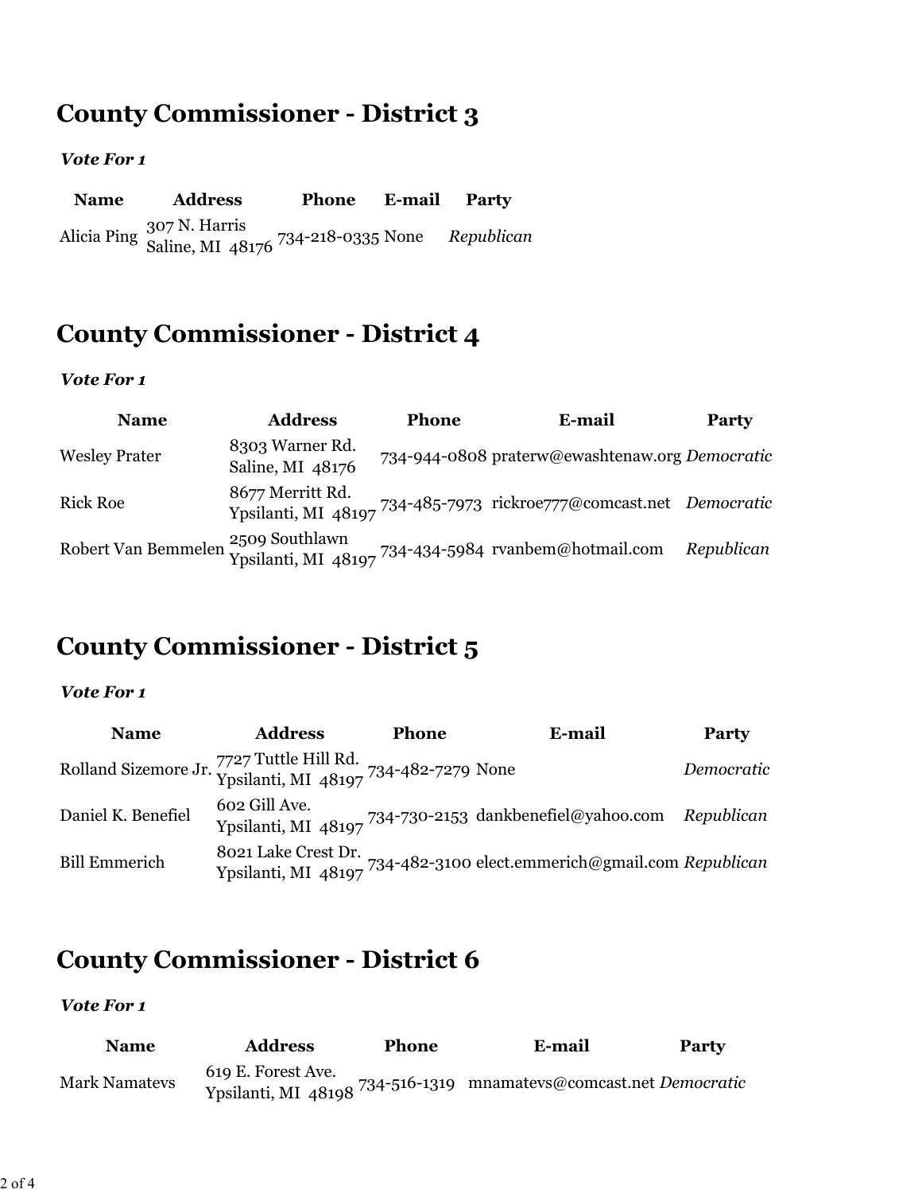## County Commissioner - District 3

***Vote For 1***

| Name | Address | Phone | E-mail | Party |
| --- | --- | --- | --- | --- |
| Alicia Ping | 307 N. Harris<br>Saline, MI 48176 | 734-218-0335 | None | *Republican* |

## County Commissioner - District 4

***Vote For 1***

| Name | Address | Phone | E-mail | Party |
| --- | --- | --- | --- | --- |
| Wesley Prater | 8303 Warner Rd.<br>Saline, MI 48176 | 734-944-0808 | praterw@ewashtenaw.org | *Democratic* |
| Rick Roe | 8677 Merritt Rd.<br>Ypsilanti, MI 48197 | 734-485-7973 | rickroe777@comcast.net | *Democratic* |
| Robert Van Bemmelen | 2509 Southlawn<br>Ypsilanti, MI 48197 | 734-434-5984 | rvanbem@hotmail.com | *Republican* |

## County Commissioner - District 5

***Vote For 1***

| Name | Address | Phone | E-mail | Party |
| --- | --- | --- | --- | --- |
| Rolland Sizemore Jr. | 7727 Tuttle Hill Rd.<br>Ypsilanti, MI 48197 | 734-482-7279 | None | *Democratic* |
| Daniel K. Benefiel | 602 Gill Ave.<br>Ypsilanti, MI 48197 | 734-730-2153 | dankbenefiel@yahoo.com | *Republican* |
| Bill Emmerich | 8021 Lake Crest Dr.<br>Ypsilanti, MI 48197 | 734-482-3100 | elect.emmerich@gmail.com | *Republican* |

## County Commissioner - District 6

***Vote For 1***

| Name | Address | Phone | E-mail | Party |
| --- | --- | --- | --- | --- |
| Mark Namatevs | 619 E. Forest Ave.<br>Ypsilanti, MI 48198 | 734-516-1319 | mnamatevs@comcast.net | *Democratic* |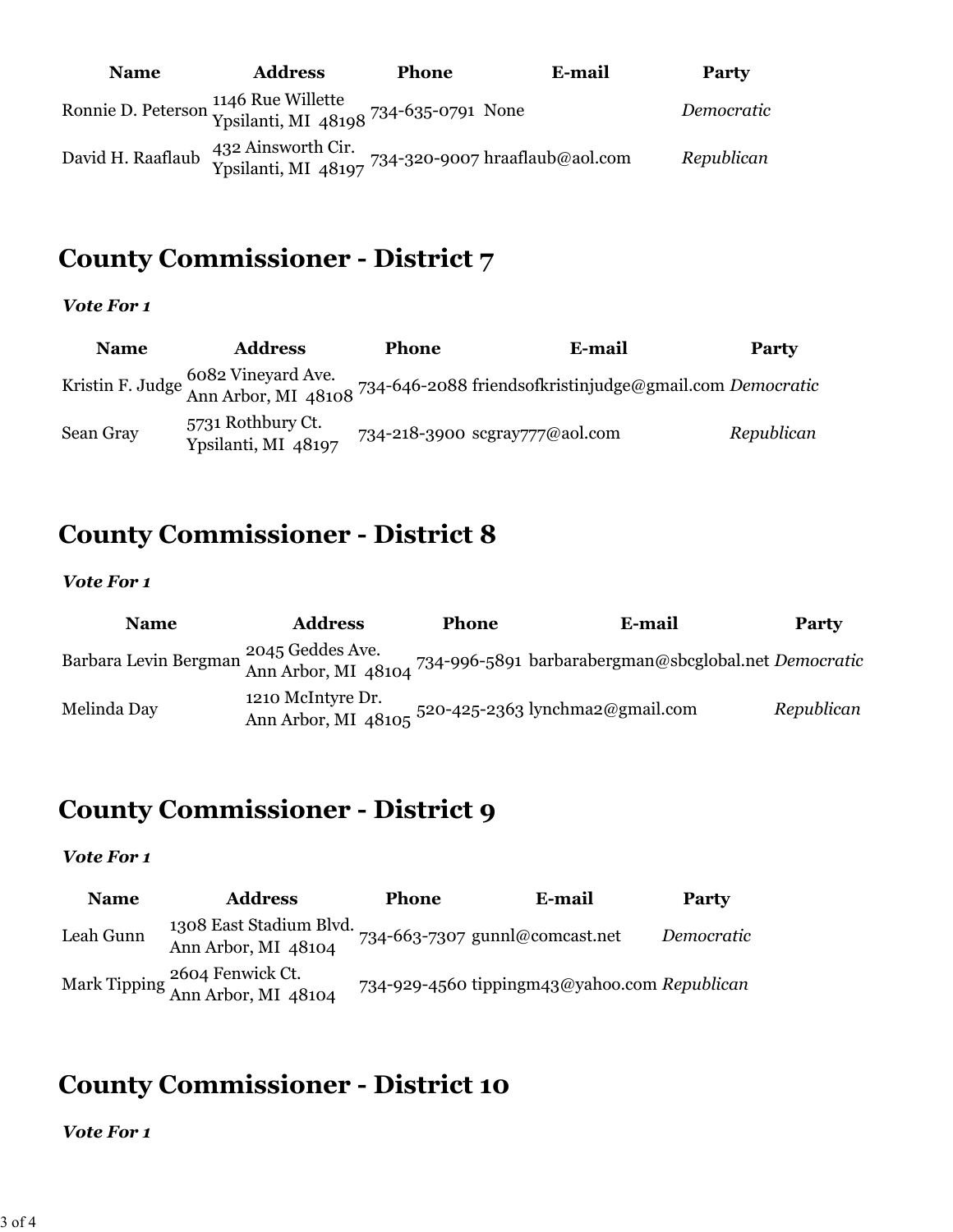| Name | Address | Phone | E-mail | Party |
|---|---|---|---|---|
| Ronnie D. Peterson | 1146 Rue Willette Ypsilanti, MI 48198 | 734-635-0791 | None | *Democratic* |
| David H. Raaflaub | 432 Ainsworth Cir. Ypsilanti, MI 48197 | 734-320-9007 | hraaflaub@aol.com | *Republican* |

## County Commissioner - District 7

***Vote For 1***

| Name | Address | Phone | E-mail | Party |
|---|---|---|---|---|
| Kristin F. Judge | 6082 Vineyard Ave. Ann Arbor, MI 48108 | 734-646-2088 | friendsofkristinjudge@gmail.com | *Democratic* |
| Sean Gray | 5731 Rothbury Ct. Ypsilanti, MI 48197 | 734-218-3900 | scgray777@aol.com | *Republican* |

## County Commissioner - District 8

***Vote For 1***

| Name | Address | Phone | E-mail | Party |
|---|---|---|---|---|
| Barbara Levin Bergman | 2045 Geddes Ave. Ann Arbor, MI 48104 | 734-996-5891 | barbarabergman@sbcglobal.net | *Democratic* |
| Melinda Day | 1210 McIntyre Dr. Ann Arbor, MI 48105 | 520-425-2363 | lynchma2@gmail.com | *Republican* |

## County Commissioner - District 9

***Vote For 1***

| Name | Address | Phone | E-mail | Party |
|---|---|---|---|---|
| Leah Gunn | 1308 East Stadium Blvd. Ann Arbor, MI 48104 | 734-663-7307 | gunnl@comcast.net | *Democratic* |
| Mark Tipping | 2604 Fenwick Ct. Ann Arbor, MI 48104 | 734-929-4560 | tippingm43@yahoo.com | *Republican* |

## County Commissioner - District 10

***Vote For 1***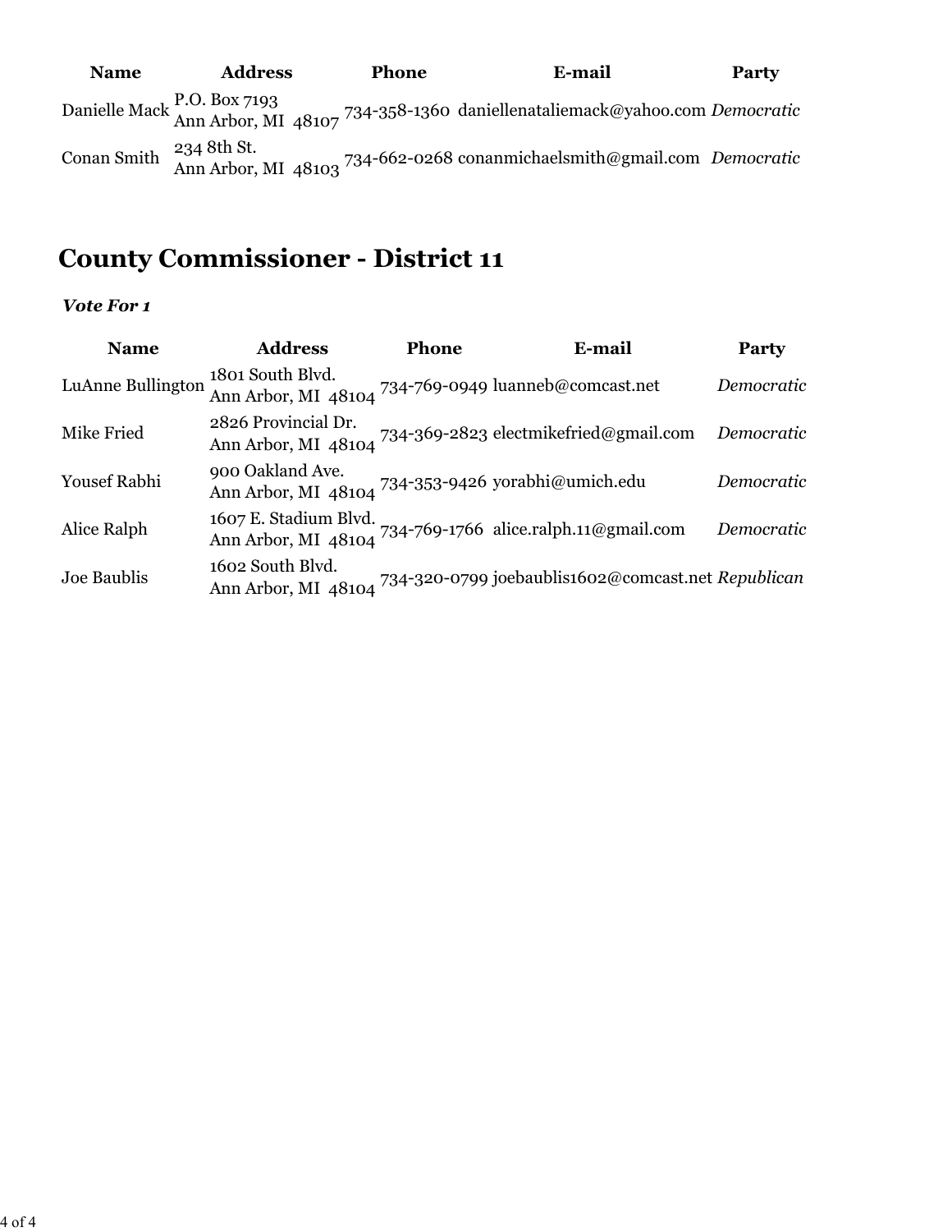| Name | Address | Phone | E-mail | Party |
| --- | --- | --- | --- | --- |
| Danielle Mack | P.O. Box 7193<br>Ann Arbor, MI 48107 | 734-358-1360 | daniellenataliemack@yahoo.com | *Democratic* |
| Conan Smith | 234 8th St.<br>Ann Arbor, MI 48103 | 734-662-0268 | conanmichaelsmith@gmail.com | *Democratic* |

## County Commissioner - District 11

***Vote For 1***

| Name | Address | Phone | E-mail | Party |
| --- | --- | --- | --- | --- |
| LuAnne Bullington | 1801 South Blvd.<br>Ann Arbor, MI 48104 | 734-769-0949 | luanneb@comcast.net | *Democratic* |
| Mike Fried | 2826 Provincial Dr.<br>Ann Arbor, MI 48104 | 734-369-2823 | electmikefried@gmail.com | *Democratic* |
| Yousef Rabhi | 900 Oakland Ave.<br>Ann Arbor, MI 48104 | 734-353-9426 | yorabhi@umich.edu | *Democratic* |
| Alice Ralph | 1607 E. Stadium Blvd.<br>Ann Arbor, MI 48104 | 734-769-1766 | alice.ralph.11@gmail.com | *Democratic* |
| Joe Baublis | 1602 South Blvd.<br>Ann Arbor, MI 48104 | 734-320-0799 | joebaublis1602@comcast.net | *Republican* |